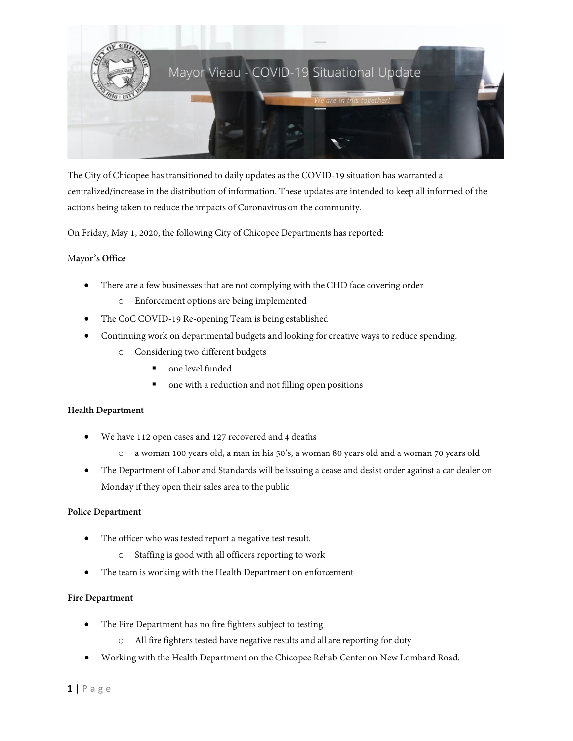# Mayor Vieau - COVID-19 Situational Update

*We are in this together!*

The City of Chicopee has transitioned to daily updates as the COVID-19 situation has warranted a centralized/increase in the distribution of information. These updates are intended to keep all informed of the actions being taken to reduce the impacts of Coronavirus on the community.

On Friday, May 1, 2020, the following City of Chicopee Departments has reported:

**Mayor's Office**

- There are a few businesses that are not complying with the CHD face covering order
  - Enforcement options are being implemented
- The CoC COVID-19 Re-opening Team is being established
- Continuing work on departmental budgets and looking for creative ways to reduce spending.
  - Considering two different budgets
    - one level funded
    - one with a reduction and not filling open positions

**Health Department**

- We have 112 open cases and 127 recovered and 4 deaths
  - a woman 100 years old, a man in his 50's, a woman 80 years old and a woman 70 years old
- The Department of Labor and Standards will be issuing a cease and desist order against a car dealer on Monday if they open their sales area to the public

**Police Department**

- The officer who was tested report a negative test result.
  - Staffing is good with all officers reporting to work
- The team is working with the Health Department on enforcement

**Fire Department**

- The Fire Department has no fire fighters subject to testing
  - All fire fighters tested have negative results and all are reporting for duty
- Working with the Health Department on the Chicopee Rehab Center on New Lombard Road.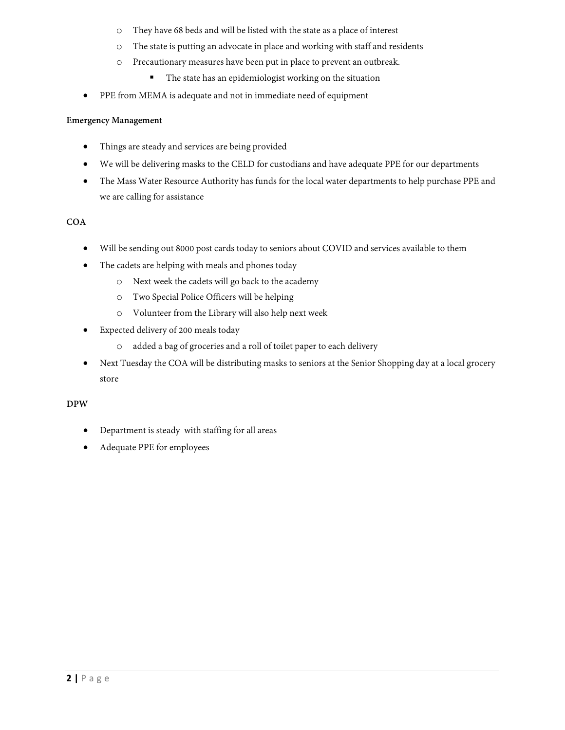- They have 68 beds and will be listed with the state as a place of interest
  - The state is putting an advocate in place and working with staff and residents
  - Precautionary measures have been put in place to prevent an outbreak.
    - The state has an epidemiologist working on the situation
- PPE from MEMA is adequate and not in immediate need of equipment

**Emergency Management**

- Things are steady and services are being provided
- We will be delivering masks to the CELD for custodians and have adequate PPE for our departments
- The Mass Water Resource Authority has funds for the local water departments to help purchase PPE and we are calling for assistance

**COA**

- Will be sending out 8000 post cards today to seniors about COVID and services available to them
- The cadets are helping with meals and phones today
  - Next week the cadets will go back to the academy
  - Two Special Police Officers will be helping
  - Volunteer from the Library will also help next week
- Expected delivery of 200 meals today
  - added a bag of groceries and a roll of toilet paper to each delivery
- Next Tuesday the COA will be distributing masks to seniors at the Senior Shopping day at a local grocery store

**DPW**

- Department is steady with staffing for all areas
- Adequate PPE for employees